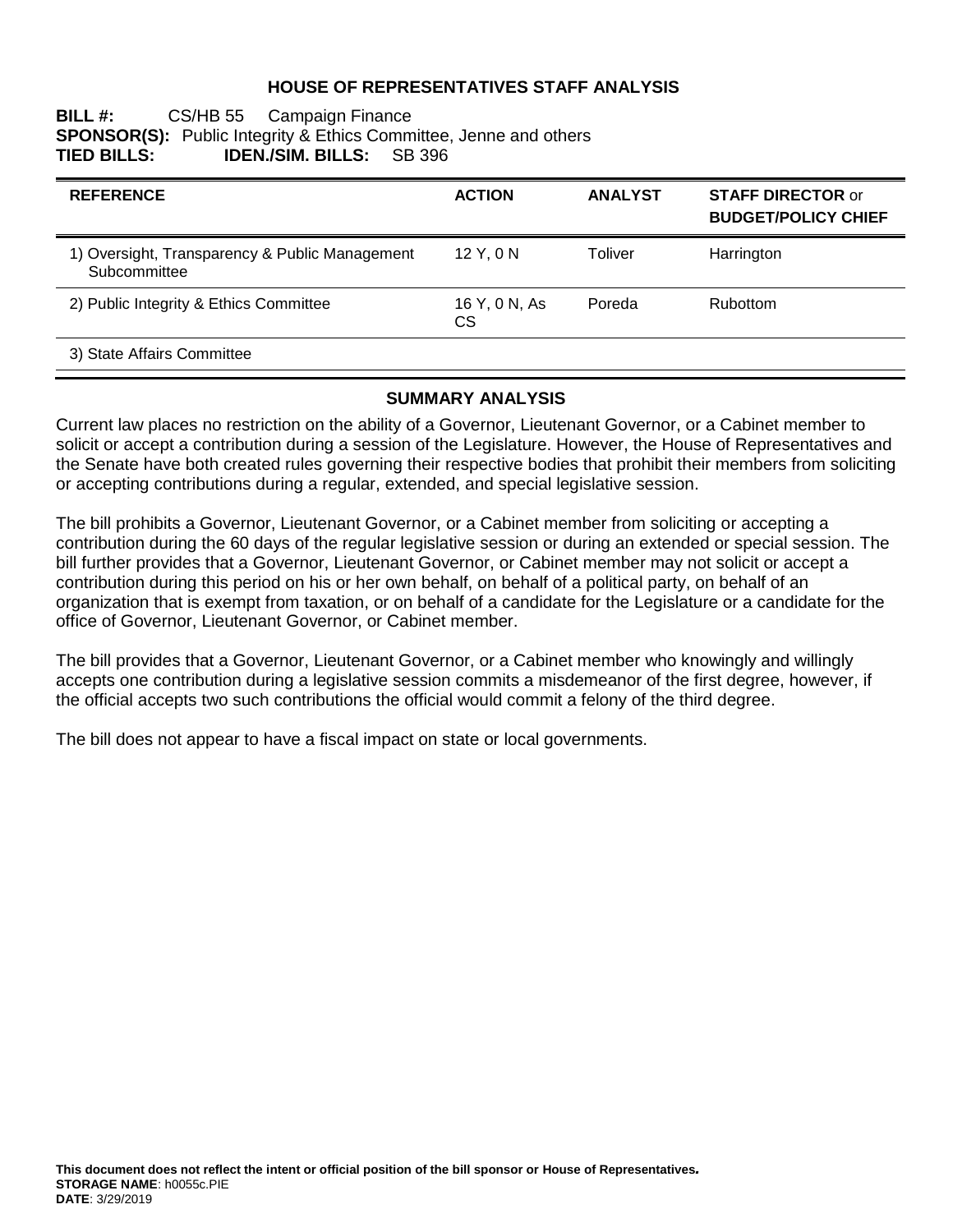# HOUSE OF REPRESENTATIVES STAFF ANALYSIS

**BILL #:** CS/HB 55 Campaign Finance
**SPONSOR(S):** Public Integrity & Ethics Committee, Jenne and others
**TIED BILLS:** **IDEN./SIM. BILLS:** SB 396

| REFERENCE | ACTION | ANALYST | STAFF DIRECTOR or BUDGET/POLICY CHIEF |
|---|---|---|---|
| 1) Oversight, Transparency & Public Management Subcommittee | 12 Y, 0 N | Toliver | Harrington |
| 2) Public Integrity & Ethics Committee | 16 Y, 0 N, As CS | Poreda | Rubottom |
| 3) State Affairs Committee | | | |

## SUMMARY ANALYSIS

Current law places no restriction on the ability of a Governor, Lieutenant Governor, or a Cabinet member to solicit or accept a contribution during a session of the Legislature. However, the House of Representatives and the Senate have both created rules governing their respective bodies that prohibit their members from soliciting or accepting contributions during a regular, extended, and special legislative session.

The bill prohibits a Governor, Lieutenant Governor, or a Cabinet member from soliciting or accepting a contribution during the 60 days of the regular legislative session or during an extended or special session. The bill further provides that a Governor, Lieutenant Governor, or Cabinet member may not solicit or accept a contribution during this period on his or her own behalf, on behalf of a political party, on behalf of an organization that is exempt from taxation, or on behalf of a candidate for the Legislature or a candidate for the office of Governor, Lieutenant Governor, or Cabinet member.

The bill provides that a Governor, Lieutenant Governor, or a Cabinet member who knowingly and willingly accepts one contribution during a legislative session commits a misdemeanor of the first degree, however, if the official accepts two such contributions the official would commit a felony of the third degree.

The bill does not appear to have a fiscal impact on state or local governments.

**This document does not reflect the intent or official position of the bill sponsor or House of Representatives.**
**STORAGE NAME**: h0055c.PIE
**DATE**: 3/29/2019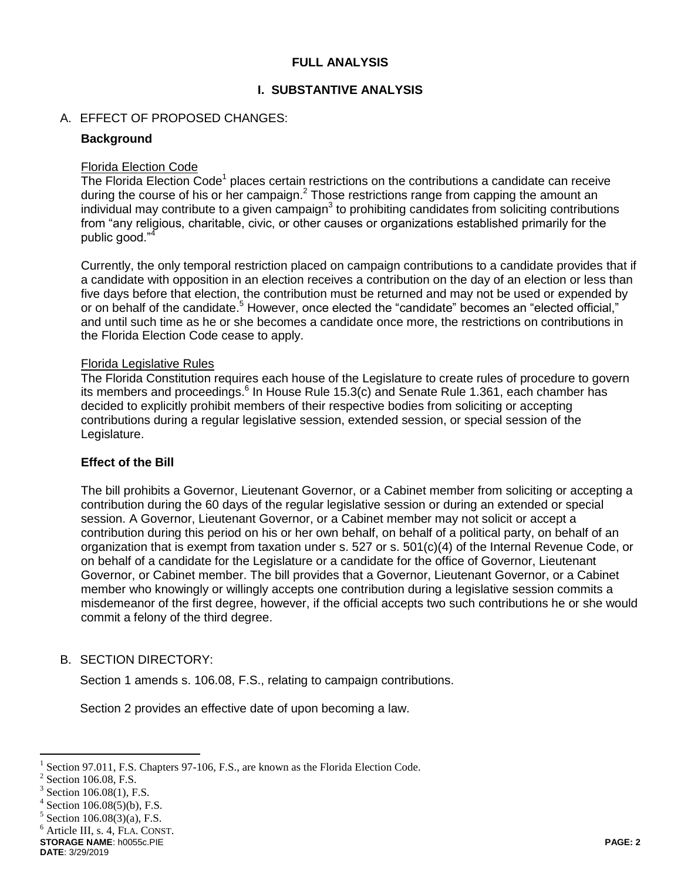## FULL ANALYSIS

### I. SUBSTANTIVE ANALYSIS

A. EFFECT OF PROPOSED CHANGES:

**Background**

Florida Election Code

The Florida Election Code[1] places certain restrictions on the contributions a candidate can receive during the course of his or her campaign.[2] Those restrictions range from capping the amount an individual may contribute to a given campaign[3] to prohibiting candidates from soliciting contributions from "any religious, charitable, civic, or other causes or organizations established primarily for the public good."[4]

Currently, the only temporal restriction placed on campaign contributions to a candidate provides that if a candidate with opposition in an election receives a contribution on the day of an election or less than five days before that election, the contribution must be returned and may not be used or expended by or on behalf of the candidate.[5] However, once elected the "candidate" becomes an "elected official," and until such time as he or she becomes a candidate once more, the restrictions on contributions in the Florida Election Code cease to apply.

Florida Legislative Rules

The Florida Constitution requires each house of the Legislature to create rules of procedure to govern its members and proceedings.[6] In House Rule 15.3(c) and Senate Rule 1.361, each chamber has decided to explicitly prohibit members of their respective bodies from soliciting or accepting contributions during a regular legislative session, extended session, or special session of the Legislature.

**Effect of the Bill**

The bill prohibits a Governor, Lieutenant Governor, or a Cabinet member from soliciting or accepting a contribution during the 60 days of the regular legislative session or during an extended or special session. A Governor, Lieutenant Governor, or a Cabinet member may not solicit or accept a contribution during this period on his or her own behalf, on behalf of a political party, on behalf of an organization that is exempt from taxation under s. 527 or s. 501(c)(4) of the Internal Revenue Code, or on behalf of a candidate for the Legislature or a candidate for the office of Governor, Lieutenant Governor, or Cabinet member. The bill provides that a Governor, Lieutenant Governor, or a Cabinet member who knowingly or willingly accepts one contribution during a legislative session commits a misdemeanor of the first degree, however, if the official accepts two such contributions he or she would commit a felony of the third degree.

B. SECTION DIRECTORY:

Section 1 amends s. 106.08, F.S., relating to campaign contributions.

Section 2 provides an effective date of upon becoming a law.

---

[1] Section 97.011, F.S. Chapters 97-106, F.S., are known as the Florida Election Code.

[2] Section 106.08, F.S.

[3] Section 106.08(1), F.S.

[4] Section 106.08(5)(b), F.S.

[5] Section 106.08(3)(a), F.S.

[6] Article III, s. 4, FLA. CONST.

**STORAGE NAME**: h0055c.PIE
**DATE**: 3/29/2019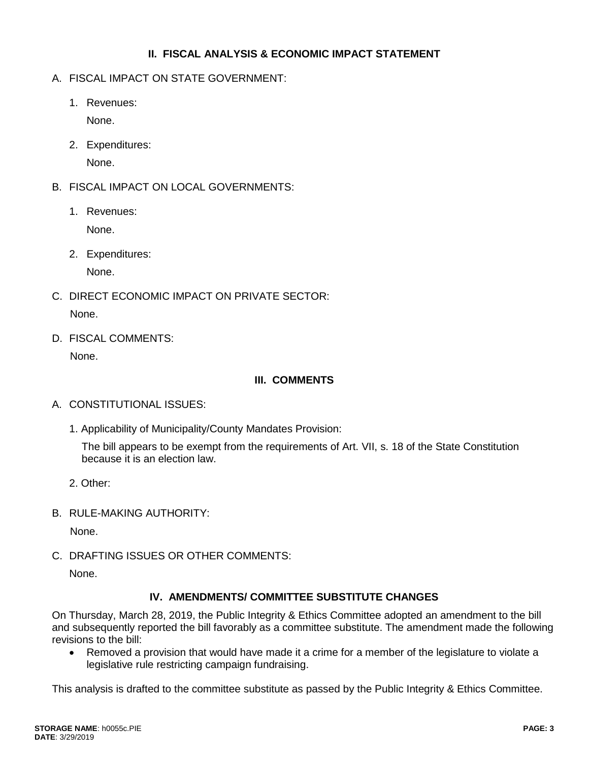## II. FISCAL ANALYSIS & ECONOMIC IMPACT STATEMENT

A. FISCAL IMPACT ON STATE GOVERNMENT:

1. Revenues:

   None.

2. Expenditures:

   None.

B. FISCAL IMPACT ON LOCAL GOVERNMENTS:

1. Revenues:

   None.

2. Expenditures:

   None.

C. DIRECT ECONOMIC IMPACT ON PRIVATE SECTOR:

   None.

D. FISCAL COMMENTS:

   None.

## III. COMMENTS

A. CONSTITUTIONAL ISSUES:

1. Applicability of Municipality/County Mandates Provision:

   The bill appears to be exempt from the requirements of Art. VII, s. 18 of the State Constitution because it is an election law.

2. Other:

B. RULE-MAKING AUTHORITY:

   None.

C. DRAFTING ISSUES OR OTHER COMMENTS:

   None.

## IV. AMENDMENTS/ COMMITTEE SUBSTITUTE CHANGES

On Thursday, March 28, 2019, the Public Integrity & Ethics Committee adopted an amendment to the bill and subsequently reported the bill favorably as a committee substitute. The amendment made the following revisions to the bill:

- Removed a provision that would have made it a crime for a member of the legislature to violate a legislative rule restricting campaign fundraising.

This analysis is drafted to the committee substitute as passed by the Public Integrity & Ethics Committee.